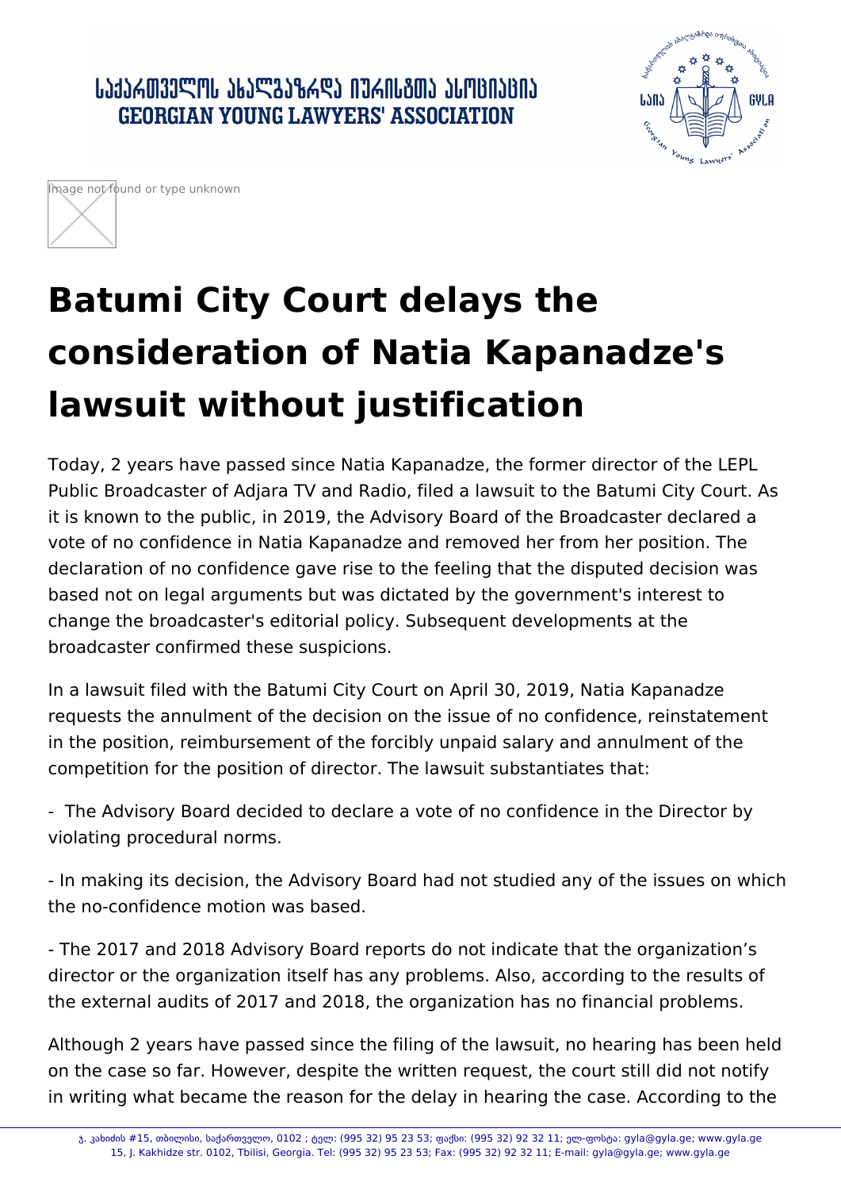# Batumi City Court delays the consideration of Natia Kapanadze's lawsuit without justification

Today, 2 years have passed since Natia Kapanadze, the former director of the LEPL Public Broadcaster of Adjara TV and Radio, filed a lawsuit to the Batumi City Court. As it is known to the public, in 2019, the Advisory Board of the Broadcaster declared a vote of no confidence in Natia Kapanadze and removed her from her position. The declaration of no confidence gave rise to the feeling that the disputed decision was based not on legal arguments but was dictated by the government's interest to change the broadcaster's editorial policy. Subsequent developments at the broadcaster confirmed these suspicions.

In a lawsuit filed with the Batumi City Court on April 30, 2019, Natia Kapanadze requests the annulment of the decision on the issue of no confidence, reinstatement in the position, reimbursement of the forcibly unpaid salary and annulment of the competition for the position of director. The lawsuit substantiates that:

- The Advisory Board decided to declare a vote of no confidence in the Director by violating procedural norms.

- In making its decision, the Advisory Board had not studied any of the issues on which the no-confidence motion was based.

- The 2017 and 2018 Advisory Board reports do not indicate that the organization's director or the organization itself has any problems. Also, according to the results of the external audits of 2017 and 2018, the organization has no financial problems.

Although 2 years have passed since the filing of the lawsuit, no hearing has been held on the case so far. However, despite the written request, the court still did not notify in writing what became the reason for the delay in hearing the case. According to the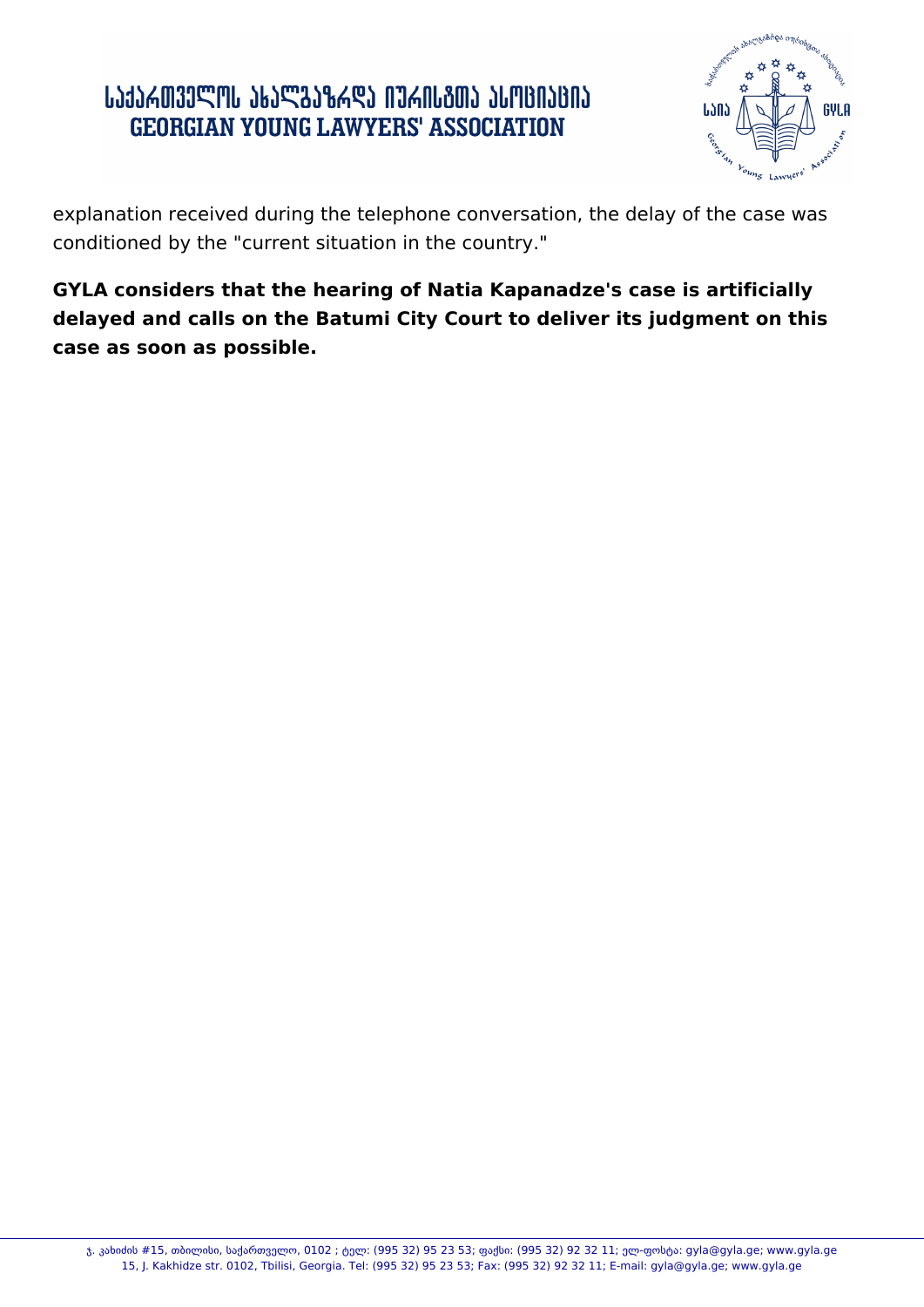explanation received during the telephone conversation, the delay of the case was conditioned by the "current situation in the country."

**GYLA considers that the hearing of Natia Kapanadze's case is artificially delayed and calls on the Batumi City Court to deliver its judgment on this case as soon as possible.**